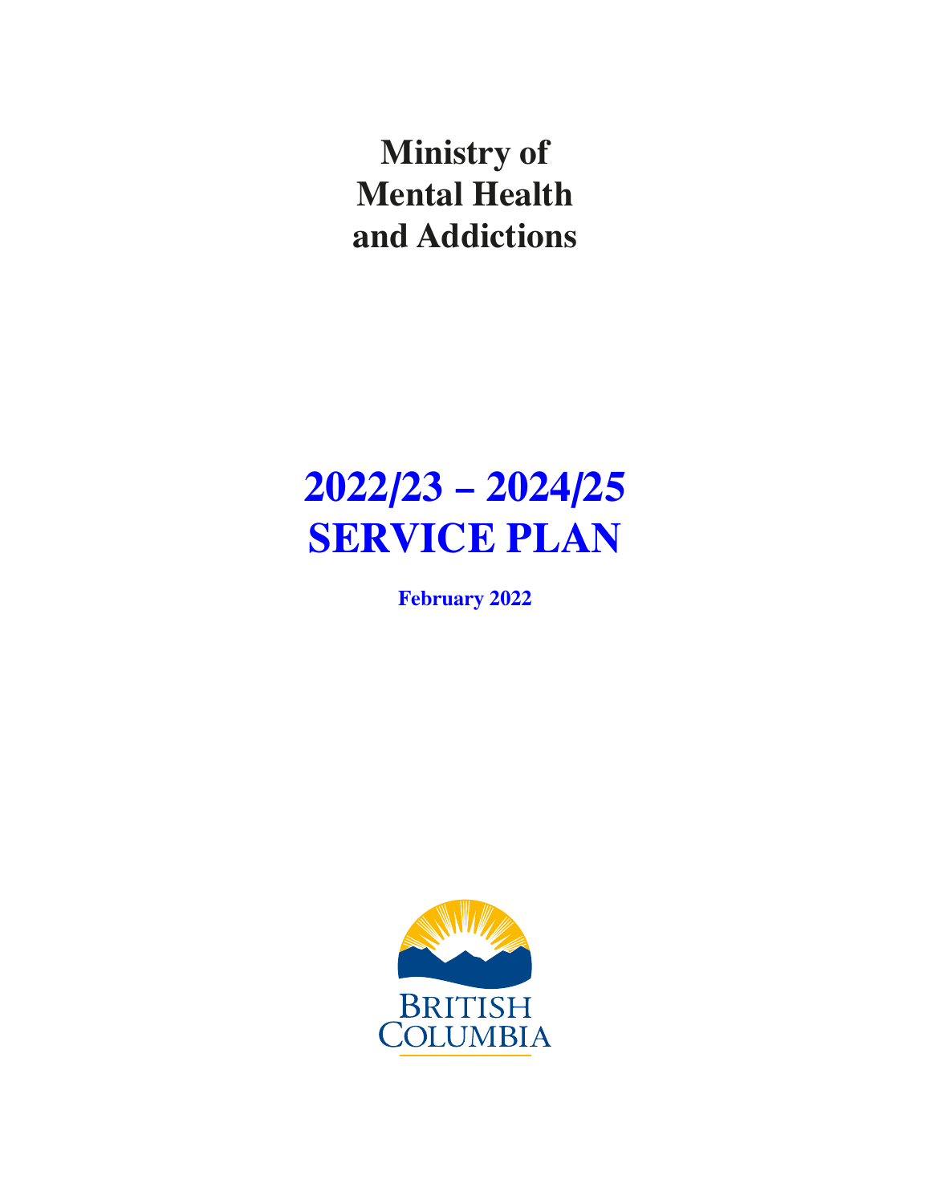# Ministry of Mental Health and Addictions

# 2022/23 – 2024/25 SERVICE PLAN

**February 2022**

BRITISH COLUMBIA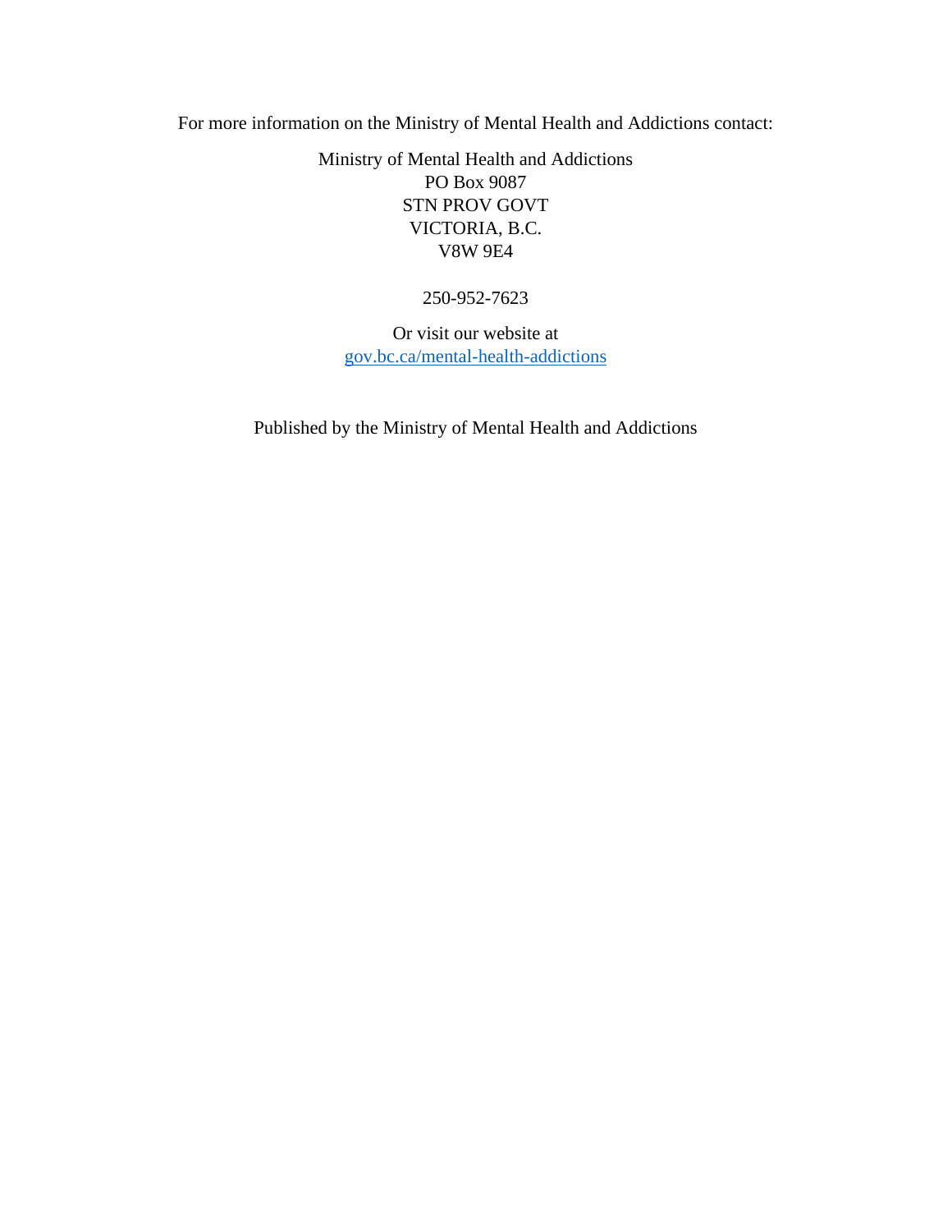For more information on the Ministry of Mental Health and Addictions contact:

Ministry of Mental Health and Addictions
PO Box 9087
STN PROV GOVT
VICTORIA, B.C.
V8W 9E4

250-952-7623

Or visit our website at
[gov.bc.ca/mental-health-addictions](gov.bc.ca/mental-health-addictions)

Published by the Ministry of Mental Health and Addictions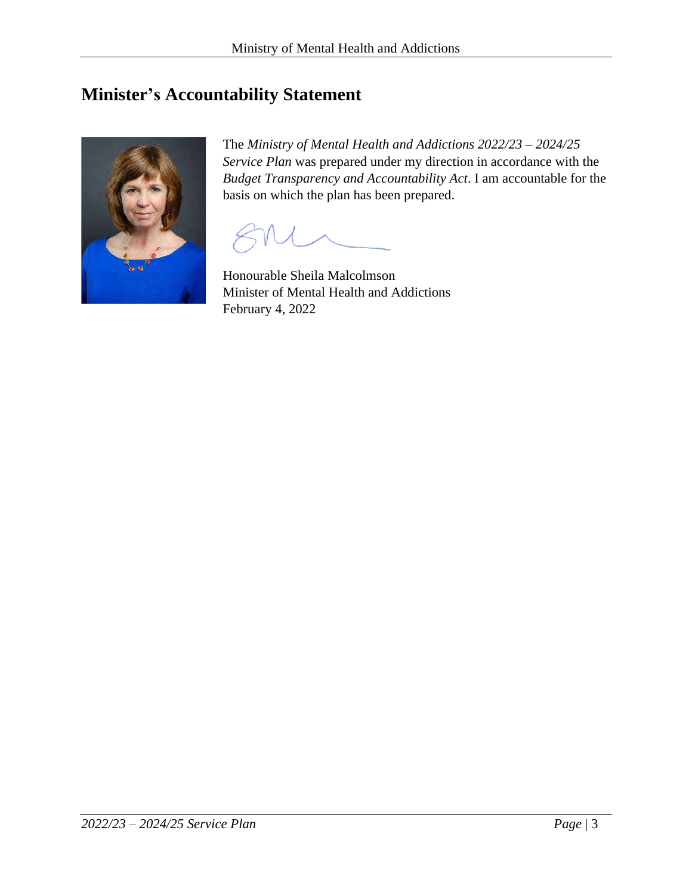# Minister's Accountability Statement

The *Ministry of Mental Health and Addictions 2022/23 – 2024/25 Service Plan* was prepared under my direction in accordance with the *Budget Transparency and Accountability Act*. I am accountable for the basis on which the plan has been prepared.

Honourable Sheila Malcolmson
Minister of Mental Health and Addictions
February 4, 2022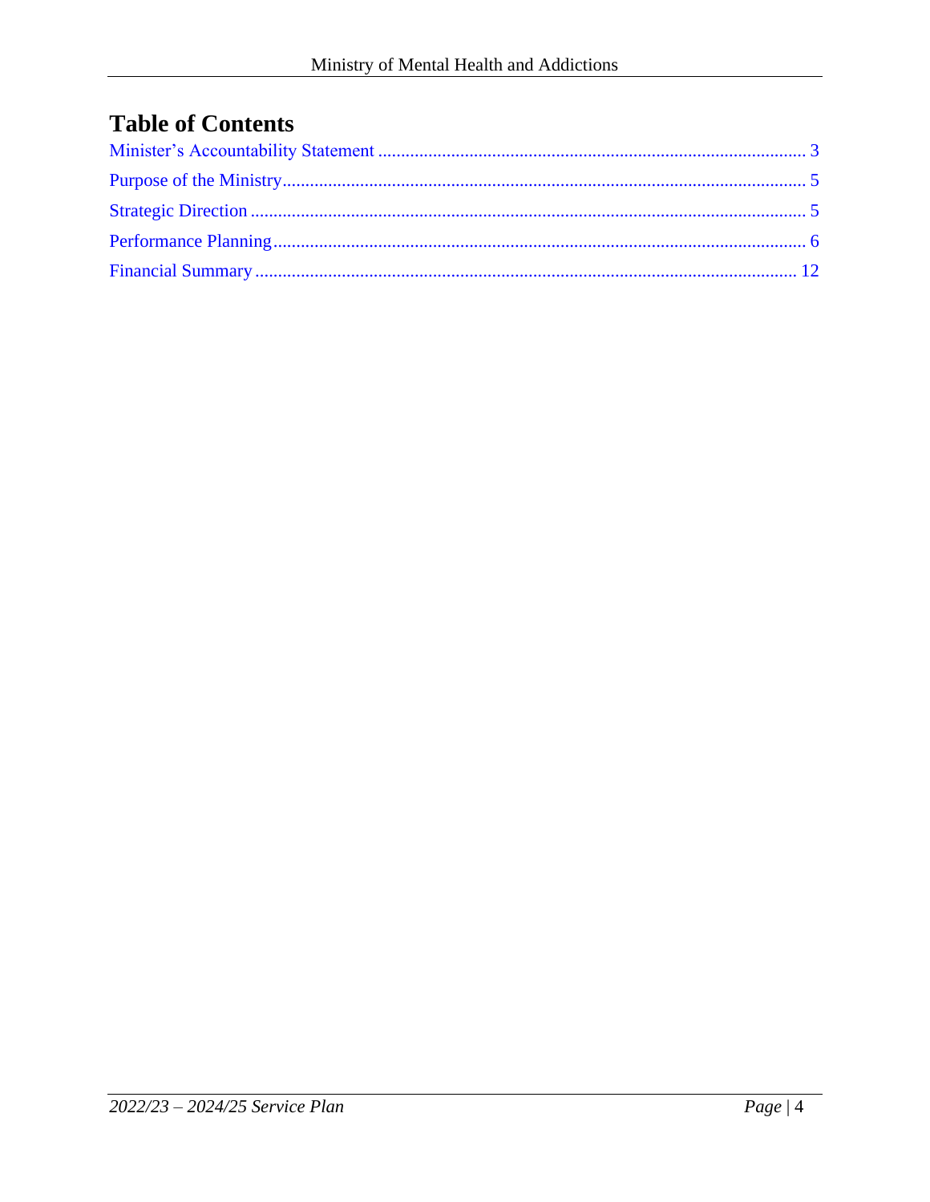# Table of Contents

Minister's Accountability Statement ............................................................................................ 3

Purpose of the Ministry.................................................................................................................. 5

Strategic Direction ........................................................................................................................ 5

Performance Planning.................................................................................................................... 6

Financial Summary ...................................................................................................................... 12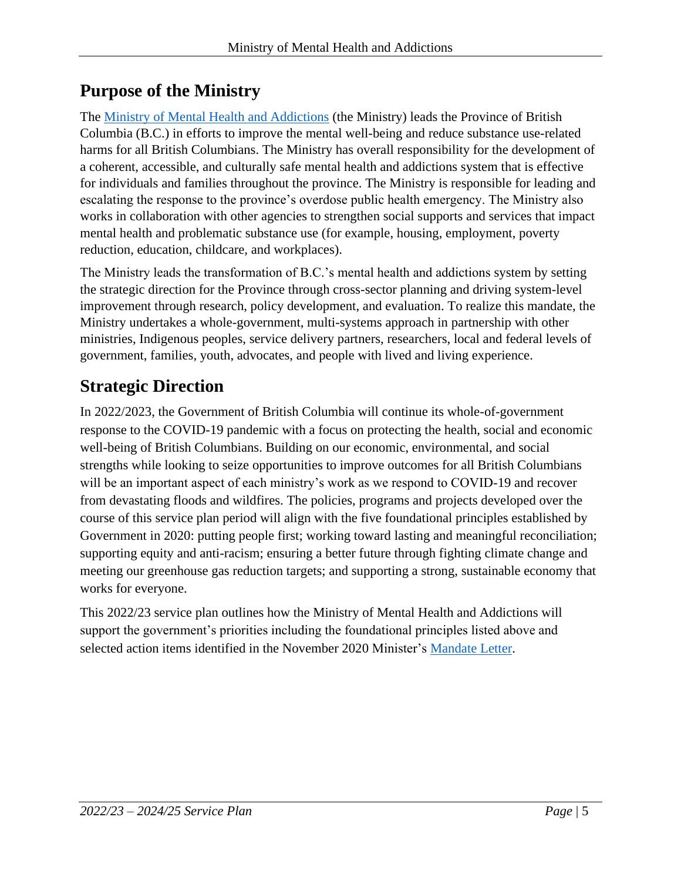## Purpose of the Ministry

The [Ministry of Mental Health and Addictions](#) (the Ministry) leads the Province of British Columbia (B.C.) in efforts to improve the mental well-being and reduce substance use-related harms for all British Columbians. The Ministry has overall responsibility for the development of a coherent, accessible, and culturally safe mental health and addictions system that is effective for individuals and families throughout the province. The Ministry is responsible for leading and escalating the response to the province's overdose public health emergency. The Ministry also works in collaboration with other agencies to strengthen social supports and services that impact mental health and problematic substance use (for example, housing, employment, poverty reduction, education, childcare, and workplaces).

The Ministry leads the transformation of B.C.'s mental health and addictions system by setting the strategic direction for the Province through cross-sector planning and driving system-level improvement through research, policy development, and evaluation. To realize this mandate, the Ministry undertakes a whole-government, multi-systems approach in partnership with other ministries, Indigenous peoples, service delivery partners, researchers, local and federal levels of government, families, youth, advocates, and people with lived and living experience.

## Strategic Direction

In 2022/2023, the Government of British Columbia will continue its whole-of-government response to the COVID-19 pandemic with a focus on protecting the health, social and economic well-being of British Columbians. Building on our economic, environmental, and social strengths while looking to seize opportunities to improve outcomes for all British Columbians will be an important aspect of each ministry's work as we respond to COVID-19 and recover from devastating floods and wildfires. The policies, programs and projects developed over the course of this service plan period will align with the five foundational principles established by Government in 2020: putting people first; working toward lasting and meaningful reconciliation; supporting equity and anti-racism; ensuring a better future through fighting climate change and meeting our greenhouse gas reduction targets; and supporting a strong, sustainable economy that works for everyone.

This 2022/23 service plan outlines how the Ministry of Mental Health and Addictions will support the government's priorities including the foundational principles listed above and selected action items identified in the November 2020 Minister's [Mandate Letter](#).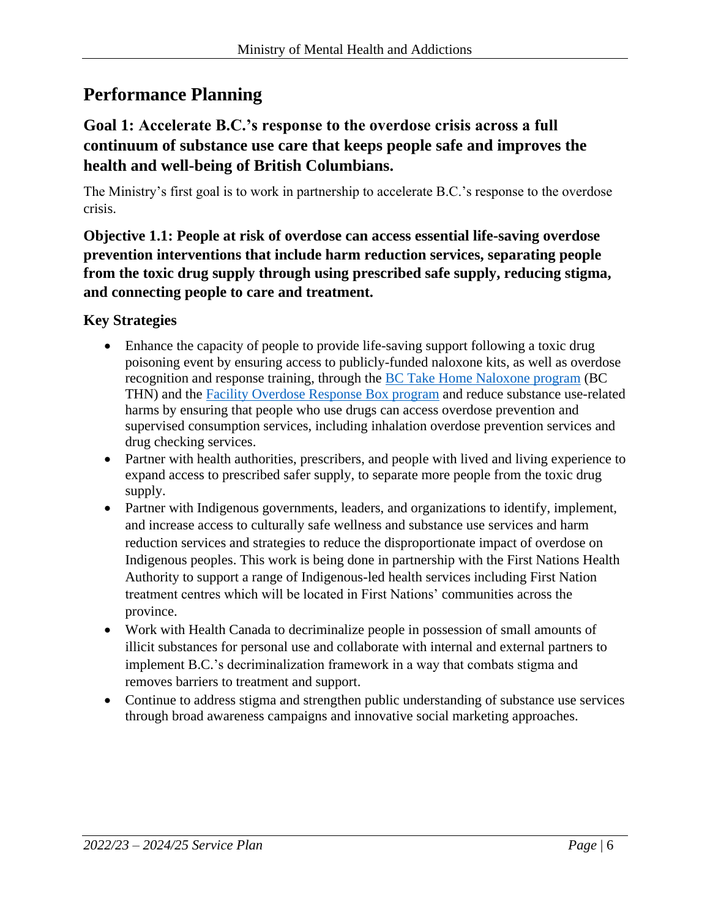# Performance Planning

## Goal 1: Accelerate B.C.'s response to the overdose crisis across a full continuum of substance use care that keeps people safe and improves the health and well-being of British Columbians.

The Ministry's first goal is to work in partnership to accelerate B.C.'s response to the overdose crisis.

### Objective 1.1: People at risk of overdose can access essential life-saving overdose prevention interventions that include harm reduction services, separating people from the toxic drug supply through using prescribed safe supply, reducing stigma, and connecting people to care and treatment.

#### Key Strategies

- Enhance the capacity of people to provide life-saving support following a toxic drug poisoning event by ensuring access to publicly-funded naloxone kits, as well as overdose recognition and response training, through the BC Take Home Naloxone program (BC THN) and the Facility Overdose Response Box program and reduce substance use-related harms by ensuring that people who use drugs can access overdose prevention and supervised consumption services, including inhalation overdose prevention services and drug checking services.
- Partner with health authorities, prescribers, and people with lived and living experience to expand access to prescribed safer supply, to separate more people from the toxic drug supply.
- Partner with Indigenous governments, leaders, and organizations to identify, implement, and increase access to culturally safe wellness and substance use services and harm reduction services and strategies to reduce the disproportionate impact of overdose on Indigenous peoples. This work is being done in partnership with the First Nations Health Authority to support a range of Indigenous-led health services including First Nation treatment centres which will be located in First Nations' communities across the province.
- Work with Health Canada to decriminalize people in possession of small amounts of illicit substances for personal use and collaborate with internal and external partners to implement B.C.'s decriminalization framework in a way that combats stigma and removes barriers to treatment and support.
- Continue to address stigma and strengthen public understanding of substance use services through broad awareness campaigns and innovative social marketing approaches.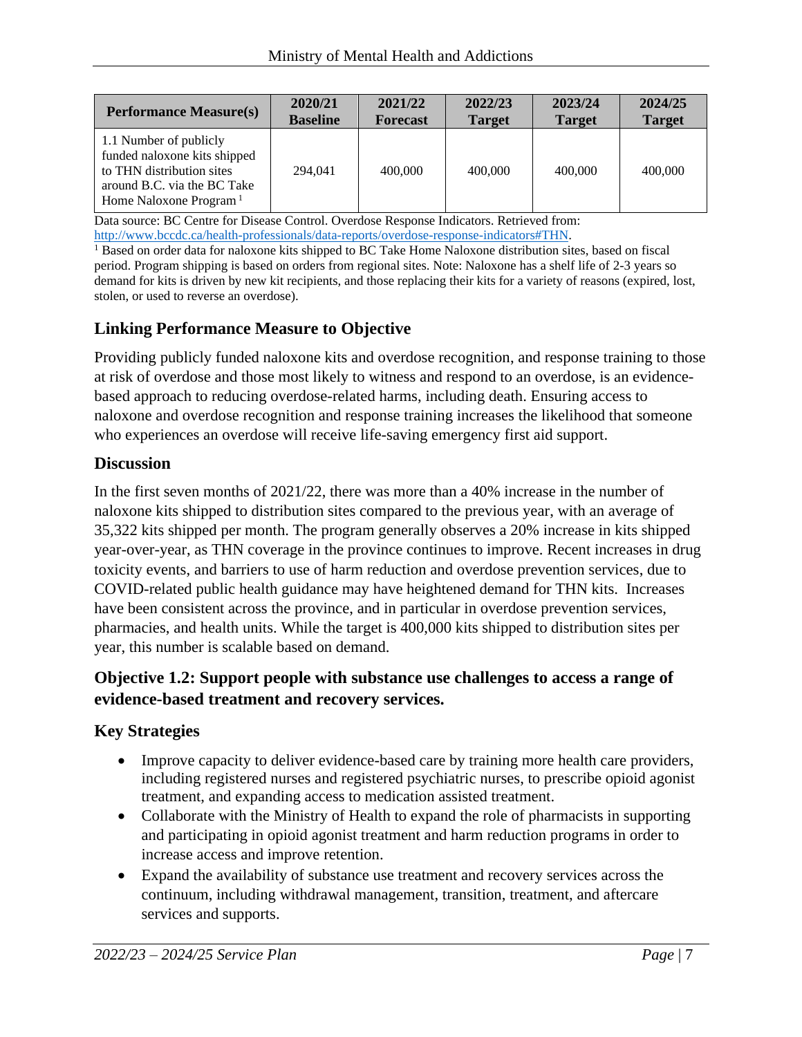| Performance Measure(s) | 2020/21 Baseline | 2021/22 Forecast | 2022/23 Target | 2023/24 Target | 2024/25 Target |
|---|---|---|---|---|---|
| 1.1 Number of publicly funded naloxone kits shipped to THN distribution sites around B.C. via the BC Take Home Naloxone Program [1] | 294,041 | 400,000 | 400,000 | 400,000 | 400,000 |

Data source: BC Centre for Disease Control. Overdose Response Indicators. Retrieved from: http://www.bccdc.ca/health-professionals/data-reports/overdose-response-indicators#THN.

[1] Based on order data for naloxone kits shipped to BC Take Home Naloxone distribution sites, based on fiscal period. Program shipping is based on orders from regional sites. Note: Naloxone has a shelf life of 2-3 years so demand for kits is driven by new kit recipients, and those replacing their kits for a variety of reasons (expired, lost, stolen, or used to reverse an overdose).

### Linking Performance Measure to Objective

Providing publicly funded naloxone kits and overdose recognition, and response training to those at risk of overdose and those most likely to witness and respond to an overdose, is an evidence-based approach to reducing overdose-related harms, including death. Ensuring access to naloxone and overdose recognition and response training increases the likelihood that someone who experiences an overdose will receive life-saving emergency first aid support.

### Discussion

In the first seven months of 2021/22, there was more than a 40% increase in the number of naloxone kits shipped to distribution sites compared to the previous year, with an average of 35,322 kits shipped per month. The program generally observes a 20% increase in kits shipped year-over-year, as THN coverage in the province continues to improve. Recent increases in drug toxicity events, and barriers to use of harm reduction and overdose prevention services, due to COVID-related public health guidance may have heightened demand for THN kits. Increases have been consistent across the province, and in particular in overdose prevention services, pharmacies, and health units. While the target is 400,000 kits shipped to distribution sites per year, this number is scalable based on demand.

### Objective 1.2: Support people with substance use challenges to access a range of evidence-based treatment and recovery services.

### Key Strategies

- Improve capacity to deliver evidence-based care by training more health care providers, including registered nurses and registered psychiatric nurses, to prescribe opioid agonist treatment, and expanding access to medication assisted treatment.
- Collaborate with the Ministry of Health to expand the role of pharmacists in supporting and participating in opioid agonist treatment and harm reduction programs in order to increase access and improve retention.
- Expand the availability of substance use treatment and recovery services across the continuum, including withdrawal management, transition, treatment, and aftercare services and supports.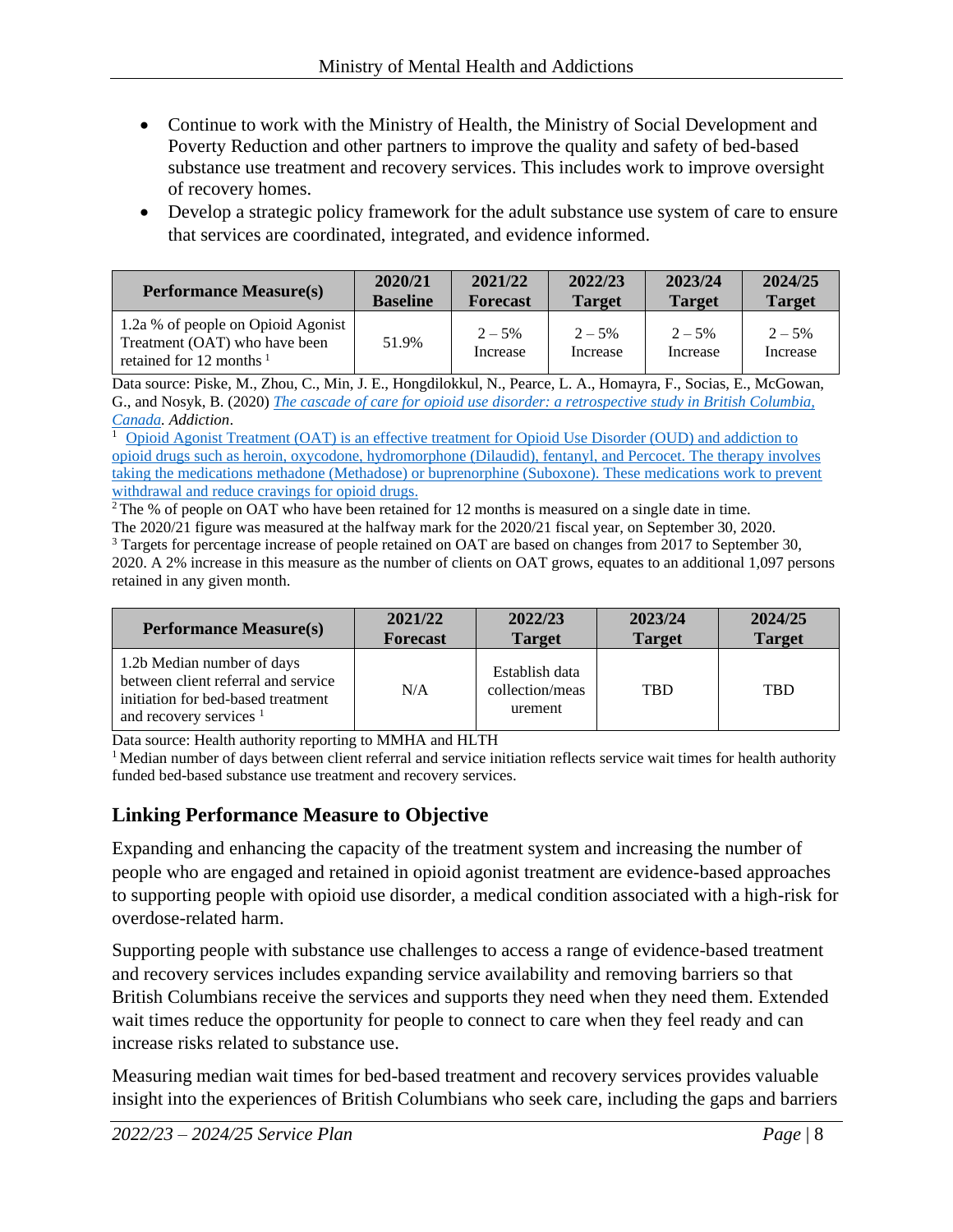- Continue to work with the Ministry of Health, the Ministry of Social Development and Poverty Reduction and other partners to improve the quality and safety of bed-based substance use treatment and recovery services. This includes work to improve oversight of recovery homes.
- Develop a strategic policy framework for the adult substance use system of care to ensure that services are coordinated, integrated, and evidence informed.

| Performance Measure(s) | 2020/21 Baseline | 2021/22 Forecast | 2022/23 Target | 2023/24 Target | 2024/25 Target |
|---|---|---|---|---|---|
| 1.2a % of people on Opioid Agonist Treatment (OAT) who have been retained for 12 months [1] | 51.9% | 2 – 5% Increase | 2 – 5% Increase | 2 – 5% Increase | 2 – 5% Increase |

Data source: Piske, M., Zhou, C., Min, J. E., Hongdilokkul, N., Pearce, L. A., Homayra, F., Socias, E., McGowan, G., and Nosyk, B. (2020) *The cascade of care for opioid use disorder: a retrospective study in British Columbia, Canada*. *Addiction*.

[1] Opioid Agonist Treatment (OAT) is an effective treatment for Opioid Use Disorder (OUD) and addiction to opioid drugs such as heroin, oxycodone, hydromorphone (Dilaudid), fentanyl, and Percocet. The therapy involves taking the medications methadone (Methadose) or buprenorphine (Suboxone). These medications work to prevent withdrawal and reduce cravings for opioid drugs.

[2] The % of people on OAT who have been retained for 12 months is measured on a single date in time. The 2020/21 figure was measured at the halfway mark for the 2020/21 fiscal year, on September 30, 2020.

[3] Targets for percentage increase of people retained on OAT are based on changes from 2017 to September 30, 2020. A 2% increase in this measure as the number of clients on OAT grows, equates to an additional 1,097 persons retained in any given month.

| Performance Measure(s) | 2021/22 Forecast | 2022/23 Target | 2023/24 Target | 2024/25 Target |
|---|---|---|---|---|
| 1.2b Median number of days between client referral and service initiation for bed-based treatment and recovery services [1] | N/A | Establish data collection/measurement | TBD | TBD |

Data source: Health authority reporting to MMHA and HLTH

[1] Median number of days between client referral and service initiation reflects service wait times for health authority funded bed-based substance use treatment and recovery services.

## Linking Performance Measure to Objective

Expanding and enhancing the capacity of the treatment system and increasing the number of people who are engaged and retained in opioid agonist treatment are evidence-based approaches to supporting people with opioid use disorder, a medical condition associated with a high-risk for overdose-related harm.

Supporting people with substance use challenges to access a range of evidence-based treatment and recovery services includes expanding service availability and removing barriers so that British Columbians receive the services and supports they need when they need them. Extended wait times reduce the opportunity for people to connect to care when they feel ready and can increase risks related to substance use.

Measuring median wait times for bed-based treatment and recovery services provides valuable insight into the experiences of British Columbians who seek care, including the gaps and barriers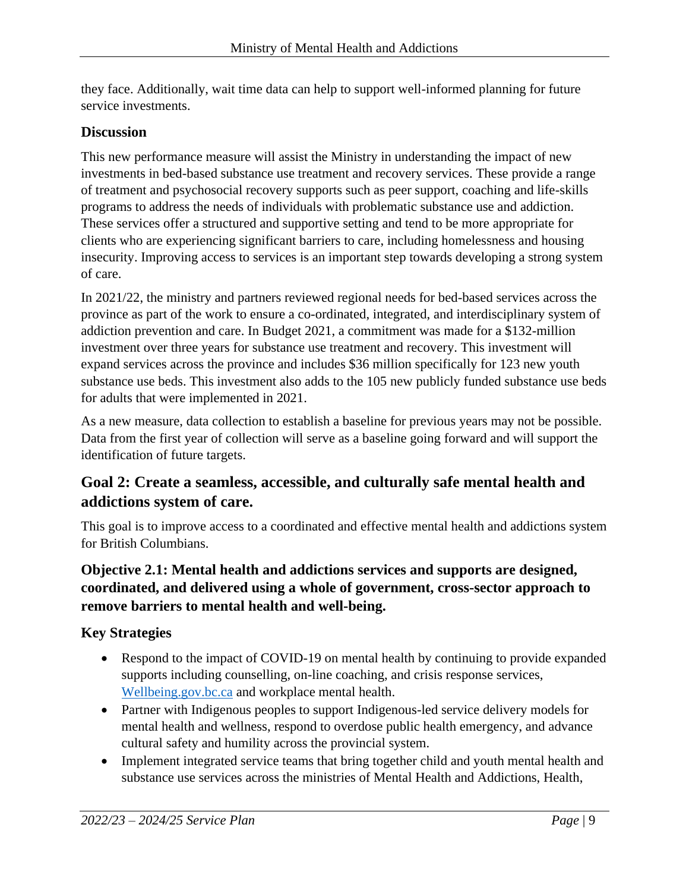they face. Additionally, wait time data can help to support well-informed planning for future service investments.

### Discussion

This new performance measure will assist the Ministry in understanding the impact of new investments in bed-based substance use treatment and recovery services. These provide a range of treatment and psychosocial recovery supports such as peer support, coaching and life-skills programs to address the needs of individuals with problematic substance use and addiction. These services offer a structured and supportive setting and tend to be more appropriate for clients who are experiencing significant barriers to care, including homelessness and housing insecurity. Improving access to services is an important step towards developing a strong system of care.

In 2021/22, the ministry and partners reviewed regional needs for bed-based services across the province as part of the work to ensure a co-ordinated, integrated, and interdisciplinary system of addiction prevention and care. In Budget 2021, a commitment was made for a $132-million investment over three years for substance use treatment and recovery. This investment will expand services across the province and includes $36 million specifically for 123 new youth substance use beds. This investment also adds to the 105 new publicly funded substance use beds for adults that were implemented in 2021.

As a new measure, data collection to establish a baseline for previous years may not be possible. Data from the first year of collection will serve as a baseline going forward and will support the identification of future targets.

## Goal 2: Create a seamless, accessible, and culturally safe mental health and addictions system of care.

This goal is to improve access to a coordinated and effective mental health and addictions system for British Columbians.

### Objective 2.1: Mental health and addictions services and supports are designed, coordinated, and delivered using a whole of government, cross-sector approach to remove barriers to mental health and well-being.

### Key Strategies

- Respond to the impact of COVID-19 on mental health by continuing to provide expanded supports including counselling, on-line coaching, and crisis response services, [Wellbeing.gov.bc.ca](Wellbeing.gov.bc.ca) and workplace mental health.
- Partner with Indigenous peoples to support Indigenous-led service delivery models for mental health and wellness, respond to overdose public health emergency, and advance cultural safety and humility across the provincial system.
- Implement integrated service teams that bring together child and youth mental health and substance use services across the ministries of Mental Health and Addictions, Health,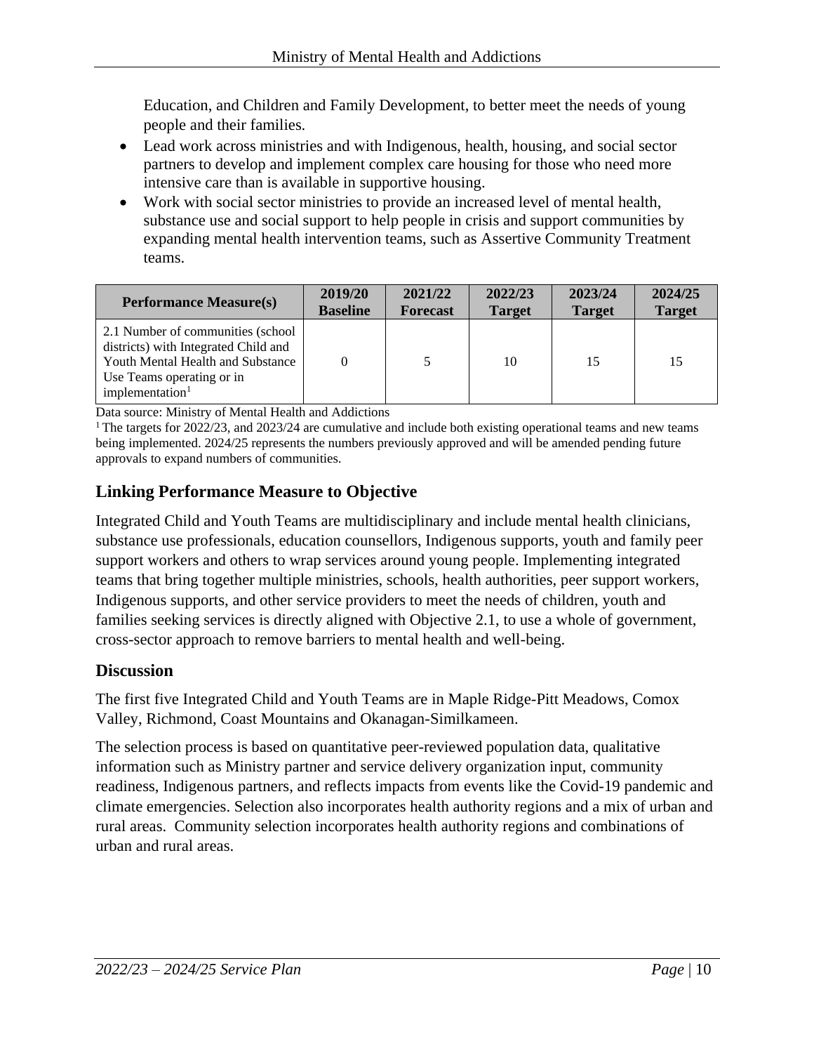Education, and Children and Family Development, to better meet the needs of young people and their families.

- Lead work across ministries and with Indigenous, health, housing, and social sector partners to develop and implement complex care housing for those who need more intensive care than is available in supportive housing.
- Work with social sector ministries to provide an increased level of mental health, substance use and social support to help people in crisis and support communities by expanding mental health intervention teams, such as Assertive Community Treatment teams.

| Performance Measure(s) | 2019/20 Baseline | 2021/22 Forecast | 2022/23 Target | 2023/24 Target | 2024/25 Target |
|---|---|---|---|---|---|
| 2.1 Number of communities (school districts) with Integrated Child and Youth Mental Health and Substance Use Teams operating or in implementation[1] | 0 | 5 | 10 | 15 | 15 |

Data source: Ministry of Mental Health and Addictions

[1] The targets for 2022/23, and 2023/24 are cumulative and include both existing operational teams and new teams being implemented. 2024/25 represents the numbers previously approved and will be amended pending future approvals to expand numbers of communities.

## Linking Performance Measure to Objective

Integrated Child and Youth Teams are multidisciplinary and include mental health clinicians, substance use professionals, education counsellors, Indigenous supports, youth and family peer support workers and others to wrap services around young people. Implementing integrated teams that bring together multiple ministries, schools, health authorities, peer support workers, Indigenous supports, and other service providers to meet the needs of children, youth and families seeking services is directly aligned with Objective 2.1, to use a whole of government, cross-sector approach to remove barriers to mental health and well-being.

## Discussion

The first five Integrated Child and Youth Teams are in Maple Ridge-Pitt Meadows, Comox Valley, Richmond, Coast Mountains and Okanagan-Similkameen.

The selection process is based on quantitative peer-reviewed population data, qualitative information such as Ministry partner and service delivery organization input, community readiness, Indigenous partners, and reflects impacts from events like the Covid-19 pandemic and climate emergencies. Selection also incorporates health authority regions and a mix of urban and rural areas. Community selection incorporates health authority regions and combinations of urban and rural areas.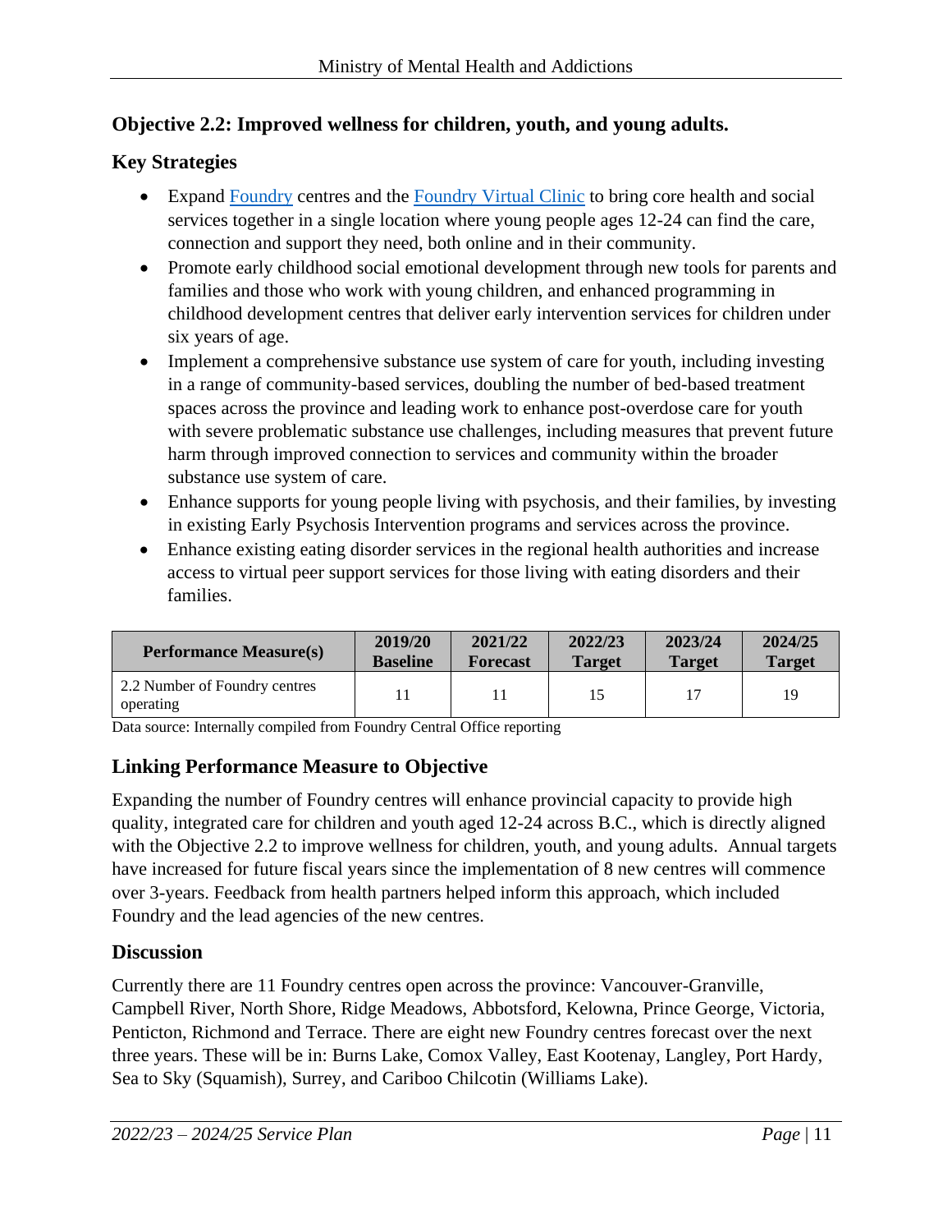### Objective 2.2: Improved wellness for children, youth, and young adults.

#### Key Strategies

- Expand Foundry centres and the Foundry Virtual Clinic to bring core health and social services together in a single location where young people ages 12-24 can find the care, connection and support they need, both online and in their community.
- Promote early childhood social emotional development through new tools for parents and families and those who work with young children, and enhanced programming in childhood development centres that deliver early intervention services for children under six years of age.
- Implement a comprehensive substance use system of care for youth, including investing in a range of community-based services, doubling the number of bed-based treatment spaces across the province and leading work to enhance post-overdose care for youth with severe problematic substance use challenges, including measures that prevent future harm through improved connection to services and community within the broader substance use system of care.
- Enhance supports for young people living with psychosis, and their families, by investing in existing Early Psychosis Intervention programs and services across the province.
- Enhance existing eating disorder services in the regional health authorities and increase access to virtual peer support services for those living with eating disorders and their families.

| Performance Measure(s) | 2019/20 Baseline | 2021/22 Forecast | 2022/23 Target | 2023/24 Target | 2024/25 Target |
|---|---|---|---|---|---|
| 2.2 Number of Foundry centres operating | 11 | 11 | 15 | 17 | 19 |

Data source: Internally compiled from Foundry Central Office reporting

#### Linking Performance Measure to Objective

Expanding the number of Foundry centres will enhance provincial capacity to provide high quality, integrated care for children and youth aged 12-24 across B.C., which is directly aligned with the Objective 2.2 to improve wellness for children, youth, and young adults. Annual targets have increased for future fiscal years since the implementation of 8 new centres will commence over 3-years. Feedback from health partners helped inform this approach, which included Foundry and the lead agencies of the new centres.

#### Discussion

Currently there are 11 Foundry centres open across the province: Vancouver-Granville, Campbell River, North Shore, Ridge Meadows, Abbotsford, Kelowna, Prince George, Victoria, Penticton, Richmond and Terrace. There are eight new Foundry centres forecast over the next three years. These will be in: Burns Lake, Comox Valley, East Kootenay, Langley, Port Hardy, Sea to Sky (Squamish), Surrey, and Cariboo Chilcotin (Williams Lake).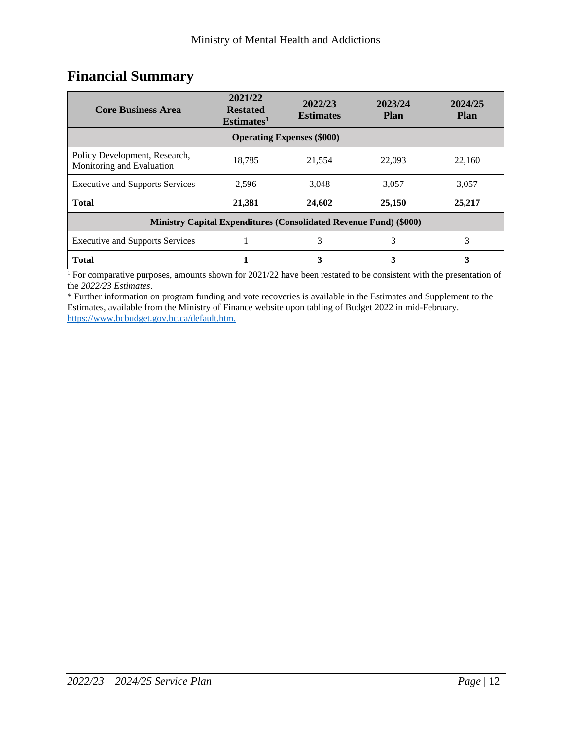## Financial Summary

| Core Business Area | 2021/22 Restated Estimates[1] | 2022/23 Estimates | 2023/24 Plan | 2024/25 Plan |
|---|---|---|---|---|
| **Operating Expenses ($000)** | | | | |
| Policy Development, Research, Monitoring and Evaluation | 18,785 | 21,554 | 22,093 | 22,160 |
| Executive and Supports Services | 2,596 | 3,048 | 3,057 | 3,057 |
| **Total** | **21,381** | **24,602** | **25,150** | **25,217** |
| **Ministry Capital Expenditures (Consolidated Revenue Fund) ($000)** | | | | |
| Executive and Supports Services | 1 | 3 | 3 | 3 |
| **Total** | **1** | **3** | **3** | **3** |

[1] For comparative purposes, amounts shown for 2021/22 have been restated to be consistent with the presentation of the *2022/23 Estimates*.

* Further information on program funding and vote recoveries is available in the Estimates and Supplement to the Estimates, available from the Ministry of Finance website upon tabling of Budget 2022 in mid-February. https://www.bcbudget.gov.bc.ca/default.htm.